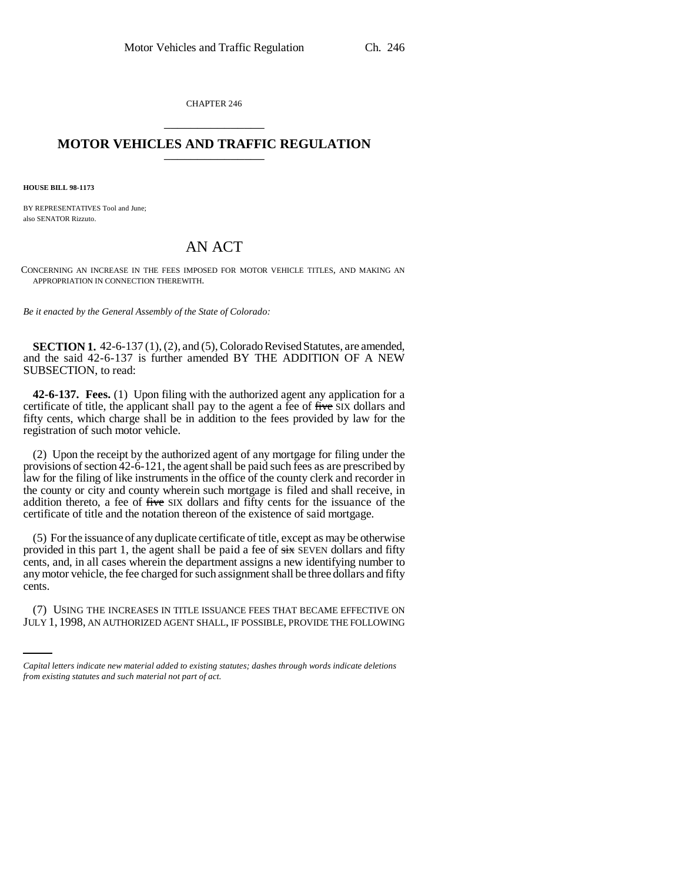CHAPTER 246

# MOTOR VEHICLES AND TRAFFIC REGULATION

**HOUSE BILL 98-1173**

BY REPRESENTATIVES Tool and June;
also SENATOR Rizzuto.

# AN ACT

CONCERNING AN INCREASE IN THE FEES IMPOSED FOR MOTOR VEHICLE TITLES, AND MAKING AN APPROPRIATION IN CONNECTION THEREWITH.

*Be it enacted by the General Assembly of the State of Colorado:*

**SECTION 1.** 42-6-137 (1), (2), and (5), Colorado Revised Statutes, are amended, and the said 42-6-137 is further amended BY THE ADDITION OF A NEW SUBSECTION, to read:

**42-6-137. Fees.** (1) Upon filing with the authorized agent any application for a certificate of title, the applicant shall pay to the agent a fee of ~~five~~ SIX dollars and fifty cents, which charge shall be in addition to the fees provided by law for the registration of such motor vehicle.

(2) Upon the receipt by the authorized agent of any mortgage for filing under the provisions of section 42-6-121, the agent shall be paid such fees as are prescribed by law for the filing of like instruments in the office of the county clerk and recorder in the county or city and county wherein such mortgage is filed and shall receive, in addition thereto, a fee of ~~five~~ SIX dollars and fifty cents for the issuance of the certificate of title and the notation thereon of the existence of said mortgage.

(5) For the issuance of any duplicate certificate of title, except as may be otherwise provided in this part 1, the agent shall be paid a fee of ~~six~~ SEVEN dollars and fifty cents, and, in all cases wherein the department assigns a new identifying number to any motor vehicle, the fee charged for such assignment shall be three dollars and fifty cents.

(7) USING THE INCREASES IN TITLE ISSUANCE FEES THAT BECAME EFFECTIVE ON JULY 1, 1998, AN AUTHORIZED AGENT SHALL, IF POSSIBLE, PROVIDE THE FOLLOWING

*Capital letters indicate new material added to existing statutes; dashes through words indicate deletions from existing statutes and such material not part of act.*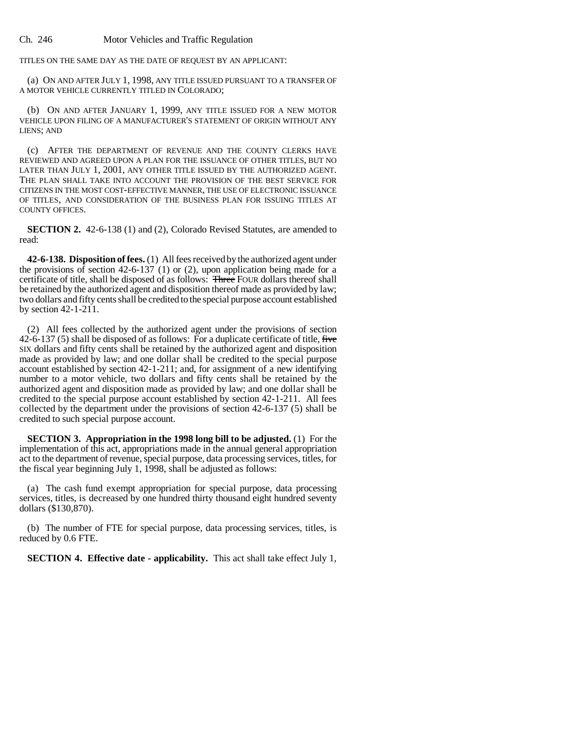TITLES ON THE SAME DAY AS THE DATE OF REQUEST BY AN APPLICANT:

(a) ON AND AFTER JULY 1, 1998, ANY TITLE ISSUED PURSUANT TO A TRANSFER OF A MOTOR VEHICLE CURRENTLY TITLED IN COLORADO;

(b) ON AND AFTER JANUARY 1, 1999, ANY TITLE ISSUED FOR A NEW MOTOR VEHICLE UPON FILING OF A MANUFACTURER'S STATEMENT OF ORIGIN WITHOUT ANY LIENS; AND

(c) AFTER THE DEPARTMENT OF REVENUE AND THE COUNTY CLERKS HAVE REVIEWED AND AGREED UPON A PLAN FOR THE ISSUANCE OF OTHER TITLES, BUT NO LATER THAN JULY 1, 2001, ANY OTHER TITLE ISSUED BY THE AUTHORIZED AGENT. THE PLAN SHALL TAKE INTO ACCOUNT THE PROVISION OF THE BEST SERVICE FOR CITIZENS IN THE MOST COST-EFFECTIVE MANNER, THE USE OF ELECTRONIC ISSUANCE OF TITLES, AND CONSIDERATION OF THE BUSINESS PLAN FOR ISSUING TITLES AT COUNTY OFFICES.

**SECTION 2.** 42-6-138 (1) and (2), Colorado Revised Statutes, are amended to read:

**42-6-138. Disposition of fees.** (1) All fees received by the authorized agent under the provisions of section 42-6-137 (1) or (2), upon application being made for a certificate of title, shall be disposed of as follows: ~~Three~~ FOUR dollars thereof shall be retained by the authorized agent and disposition thereof made as provided by law; two dollars and fifty cents shall be credited to the special purpose account established by section 42-1-211.

(2) All fees collected by the authorized agent under the provisions of section 42-6-137 (5) shall be disposed of as follows: For a duplicate certificate of title, ~~five~~ SIX dollars and fifty cents shall be retained by the authorized agent and disposition made as provided by law; and one dollar shall be credited to the special purpose account established by section 42-1-211; and, for assignment of a new identifying number to a motor vehicle, two dollars and fifty cents shall be retained by the authorized agent and disposition made as provided by law; and one dollar shall be credited to the special purpose account established by section 42-1-211. All fees collected by the department under the provisions of section 42-6-137 (5) shall be credited to such special purpose account.

**SECTION 3. Appropriation in the 1998 long bill to be adjusted.** (1) For the implementation of this act, appropriations made in the annual general appropriation act to the department of revenue, special purpose, data processing services, titles, for the fiscal year beginning July 1, 1998, shall be adjusted as follows:

(a) The cash fund exempt appropriation for special purpose, data processing services, titles, is decreased by one hundred thirty thousand eight hundred seventy dollars ($130,870).

(b) The number of FTE for special purpose, data processing services, titles, is reduced by 0.6 FTE.

**SECTION 4. Effective date - applicability.** This act shall take effect July 1,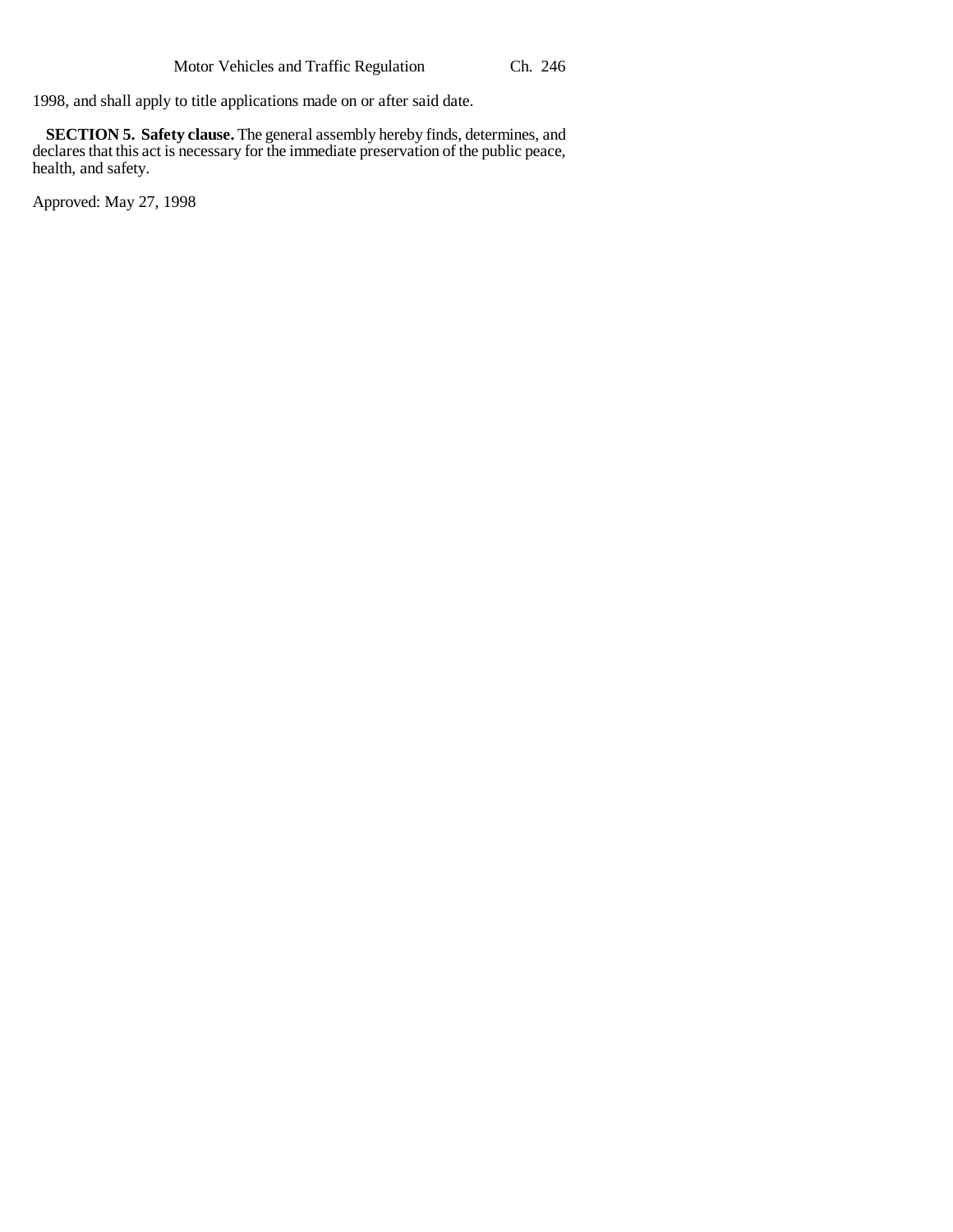1998, and shall apply to title applications made on or after said date.

**SECTION 5. Safety clause.** The general assembly hereby finds, determines, and declares that this act is necessary for the immediate preservation of the public peace, health, and safety.

Approved: May 27, 1998